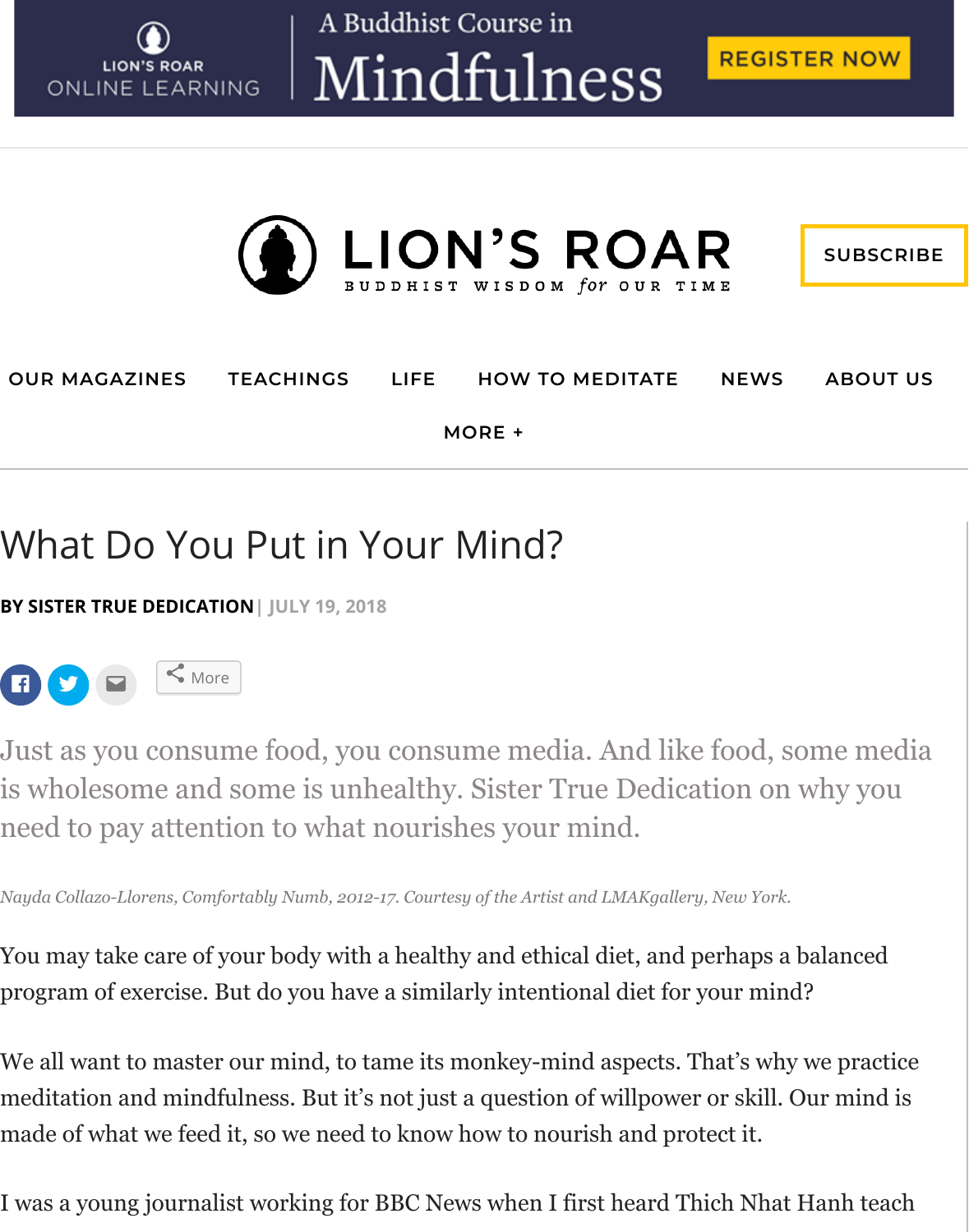# What Do You Put in Your Mind?

**BY SISTER TRUE DEDICATION** | JULY 19, 2018

Just as you consume food, you consume media. And like food, some media is wholesome and some is unhealthy. Sister True Dedication on why you need to pay attention to what nourishes your mind.

*Nayda Collazo-Llorens, Comfortably Numb, 2012-17. Courtesy of the Artist and LMAKgallery, New York.*

You may take care of your body with a healthy and ethical diet, and perhaps a balanced program of exercise. But do you have a similarly intentional diet for your mind?

We all want to master our mind, to tame its monkey-mind aspects. That's why we practice meditation and mindfulness. But it's not just a question of willpower or skill. Our mind is made of what we feed it, so we need to know how to nourish and protect it.

I was a young journalist working for BBC News when I first heard Thich Nhat Hanh teach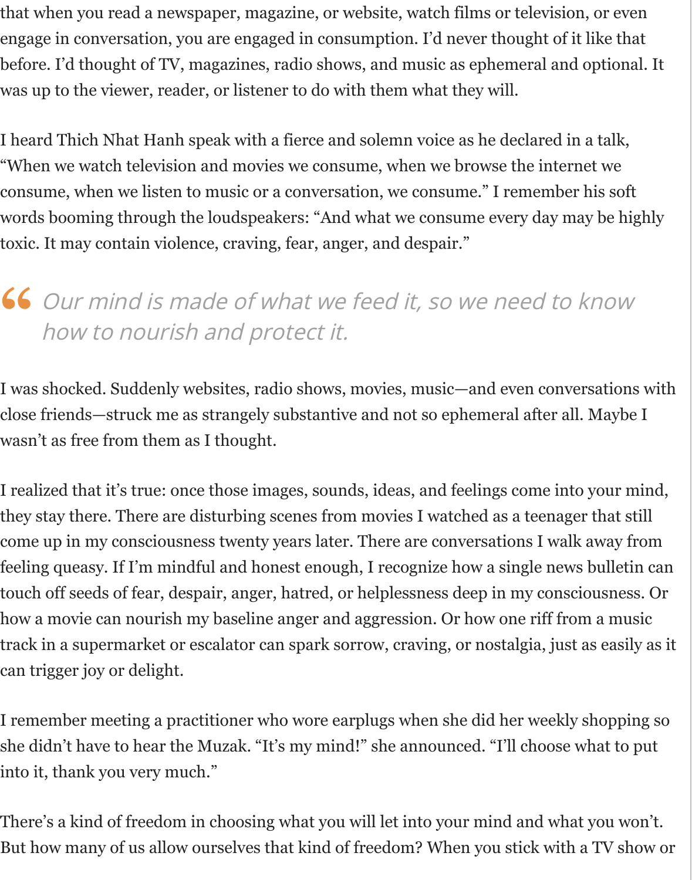that when you read a newspaper, magazine, or website, watch films or television, or even engage in conversation, you are engaged in consumption. I'd never thought of it like that before. I'd thought of TV, magazines, radio shows, and music as ephemeral and optional. It was up to the viewer, reader, or listener to do with them what they will.

I heard Thich Nhat Hanh speak with a fierce and solemn voice as he declared in a talk, "When we watch television and movies we consume, when we browse the internet we consume, when we listen to music or a conversation, we consume." I remember his soft words booming through the loudspeakers: "And what we consume every day may be highly toxic. It may contain violence, craving, fear, anger, and despair."

> *Our mind is made of what we feed it, so we need to know how to nourish and protect it.*

I was shocked. Suddenly websites, radio shows, movies, music—and even conversations with close friends—struck me as strangely substantive and not so ephemeral after all. Maybe I wasn't as free from them as I thought.

I realized that it's true: once those images, sounds, ideas, and feelings come into your mind, they stay there. There are disturbing scenes from movies I watched as a teenager that still come up in my consciousness twenty years later. There are conversations I walk away from feeling queasy. If I'm mindful and honest enough, I recognize how a single news bulletin can touch off seeds of fear, despair, anger, hatred, or helplessness deep in my consciousness. Or how a movie can nourish my baseline anger and aggression. Or how one riff from a music track in a supermarket or escalator can spark sorrow, craving, or nostalgia, just as easily as it can trigger joy or delight.

I remember meeting a practitioner who wore earplugs when she did her weekly shopping so she didn't have to hear the Muzak. "It's my mind!" she announced. "I'll choose what to put into it, thank you very much."

There's a kind of freedom in choosing what you will let into your mind and what you won't. But how many of us allow ourselves that kind of freedom? When you stick with a TV show or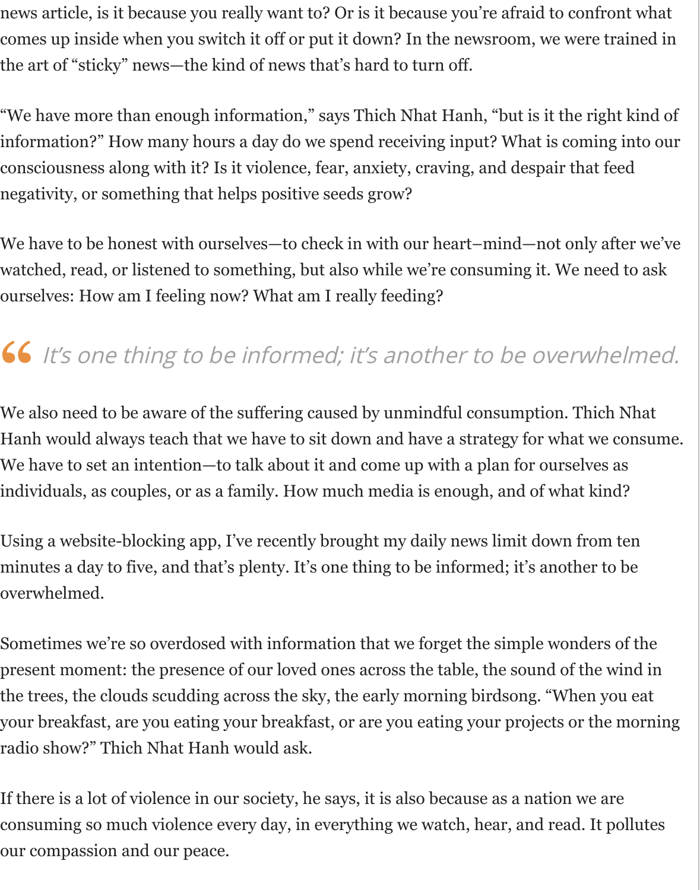news article, is it because you really want to? Or is it because you're afraid to confront what comes up inside when you switch it off or put it down? In the newsroom, we were trained in the art of "sticky" news—the kind of news that's hard to turn off.

"We have more than enough information," says Thich Nhat Hanh, "but is it the right kind of information?" How many hours a day do we spend receiving input? What is coming into our consciousness along with it? Is it violence, fear, anxiety, craving, and despair that feed negativity, or something that helps positive seeds grow?

We have to be honest with ourselves—to check in with our heart–mind—not only after we've watched, read, or listened to something, but also while we're consuming it. We need to ask ourselves: How am I feeling now? What am I really feeding?

> *It's one thing to be informed; it's another to be overwhelmed.*

We also need to be aware of the suffering caused by unmindful consumption. Thich Nhat Hanh would always teach that we have to sit down and have a strategy for what we consume. We have to set an intention—to talk about it and come up with a plan for ourselves as individuals, as couples, or as a family. How much media is enough, and of what kind?

Using a website-blocking app, I've recently brought my daily news limit down from ten minutes a day to five, and that's plenty. It's one thing to be informed; it's another to be overwhelmed.

Sometimes we're so overdosed with information that we forget the simple wonders of the present moment: the presence of our loved ones across the table, the sound of the wind in the trees, the clouds scudding across the sky, the early morning birdsong. "When you eat your breakfast, are you eating your breakfast, or are you eating your projects or the morning radio show?" Thich Nhat Hanh would ask.

If there is a lot of violence in our society, he says, it is also because as a nation we are consuming so much violence every day, in everything we watch, hear, and read. It pollutes our compassion and our peace.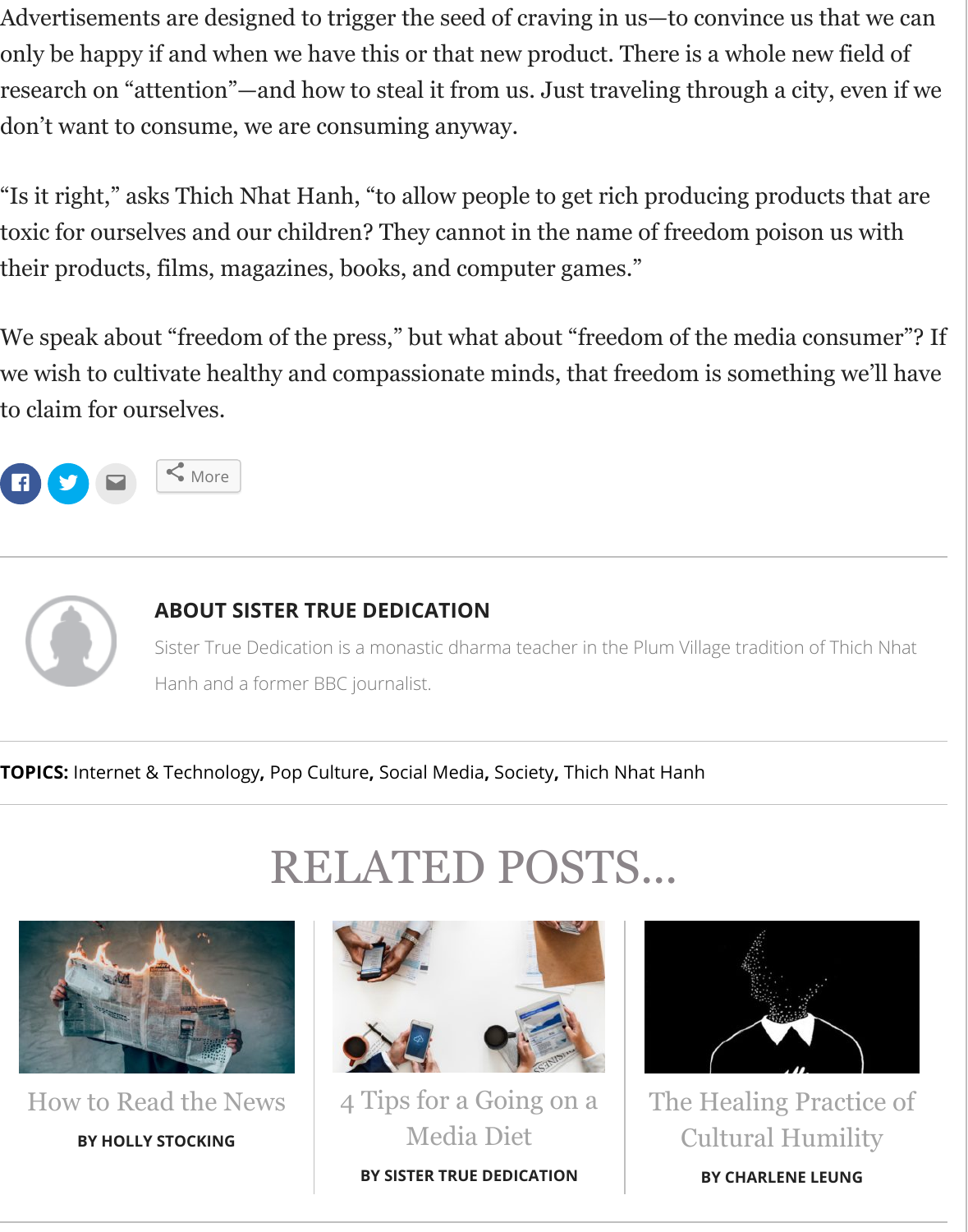Advertisements are designed to trigger the seed of craving in us—to convince us that we can only be happy if and when we have this or that new product. There is a whole new field of research on "attention"—and how to steal it from us. Just traveling through a city, even if we don't want to consume, we are consuming anyway.

"Is it right," asks Thich Nhat Hanh, "to allow people to get rich producing products that are toxic for ourselves and our children? They cannot in the name of freedom poison us with their products, films, magazines, books, and computer games."

We speak about "freedom of the press," but what about "freedom of the media consumer"? If we wish to cultivate healthy and compassionate minds, that freedom is something we'll have to claim for ourselves.

More

### ABOUT SISTER TRUE DEDICATION

Sister True Dedication is a monastic dharma teacher in the Plum Village tradition of Thich Nhat Hanh and a former BBC journalist.

**TOPICS:** Internet & Technology, Pop Culture, Social Media, Society, Thich Nhat Hanh

## RELATED POSTS...

How to Read the News

**BY HOLLY STOCKING**

4 Tips for a Going on a Media Diet

**BY SISTER TRUE DEDICATION**

The Healing Practice of Cultural Humility

**BY CHARLENE LEUNG**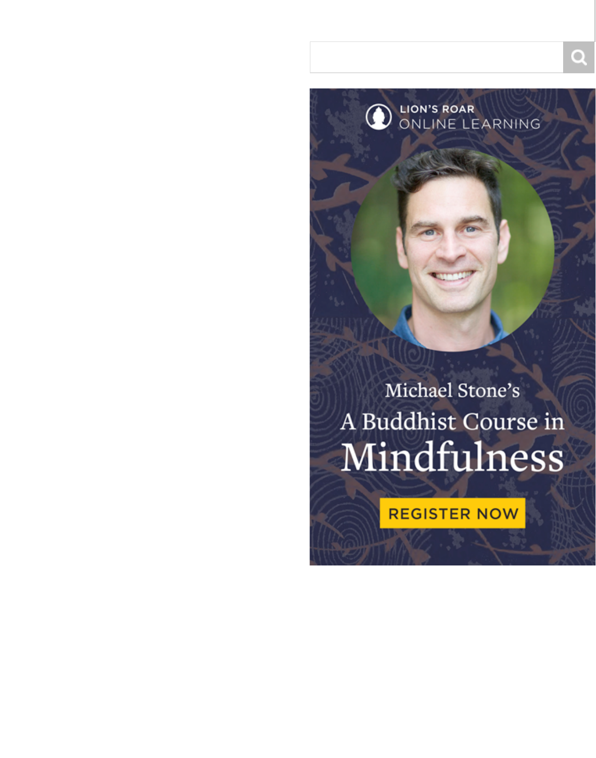LION'S ROAR ONLINE LEARNING

Michael Stone's

A Buddhist Course in Mindfulness

REGISTER NOW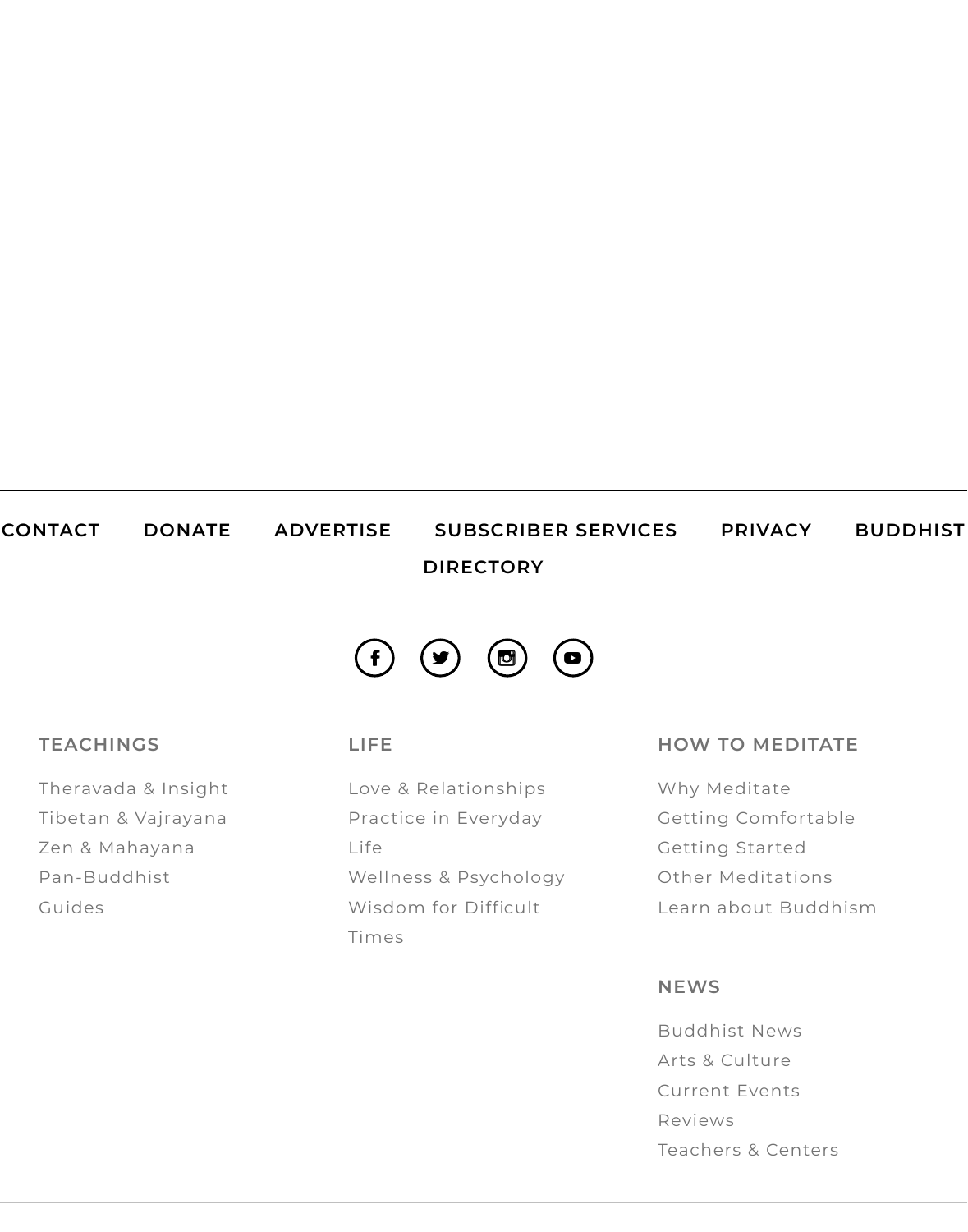CONTACT DONATE ADVERTISE SUBSCRIBER SERVICES PRIVACY BUDDHIST DIRECTORY

### TEACHINGS

- Theravada & Insight
- Tibetan & Vajrayana
- Zen & Mahayana
- Pan-Buddhist
- Guides

### LIFE

- Love & Relationships
- Practice in Everyday Life
- Wellness & Psychology
- Wisdom for Difficult Times

### HOW TO MEDITATE

- Why Meditate
- Getting Comfortable
- Getting Started
- Other Meditations
- Learn about Buddhism

### NEWS

- Buddhist News
- Arts & Culture
- Current Events
- Reviews
- Teachers & Centers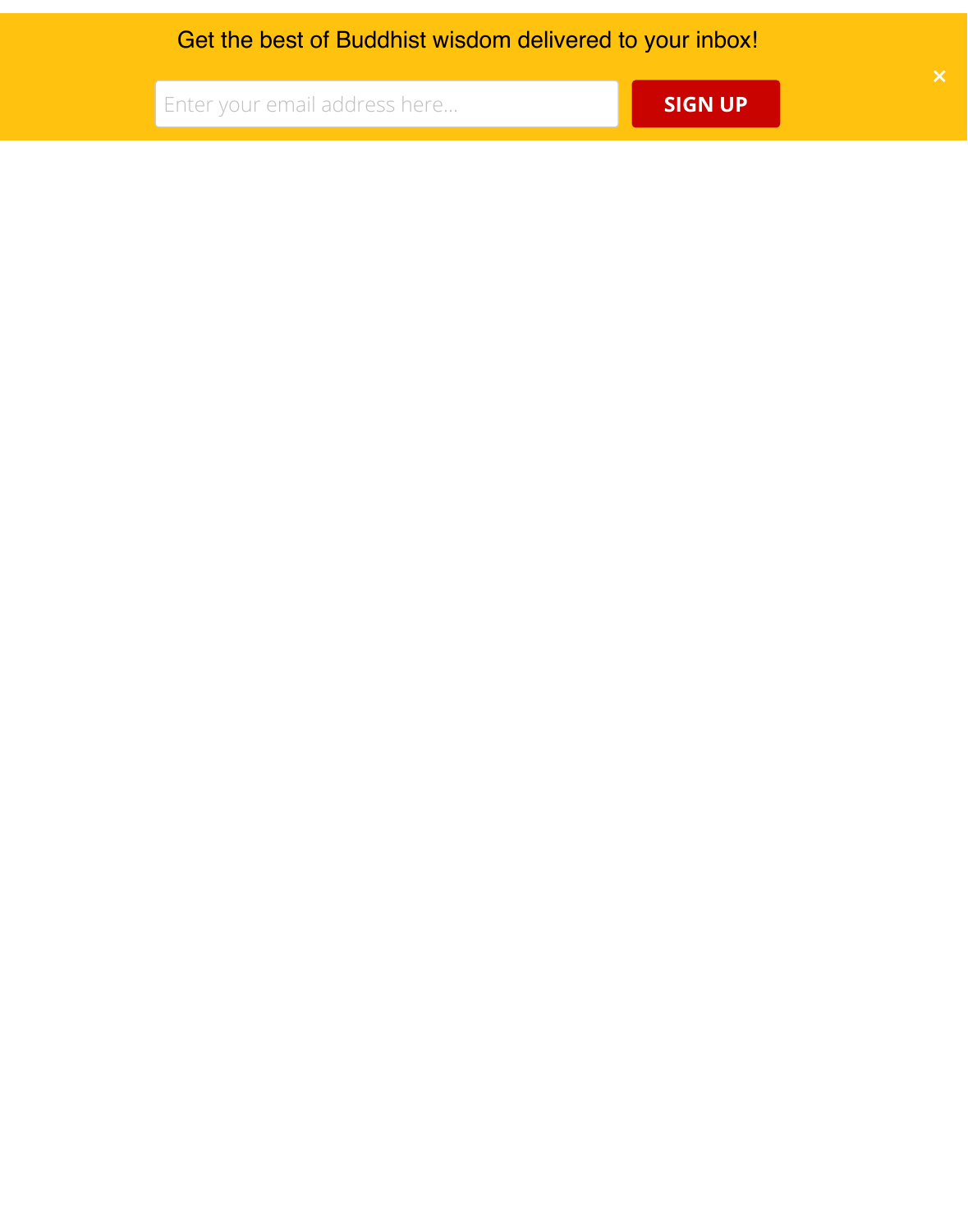Get the best of Buddhist wisdom delivered to your inbox!

Enter your email address here...

SIGN UP